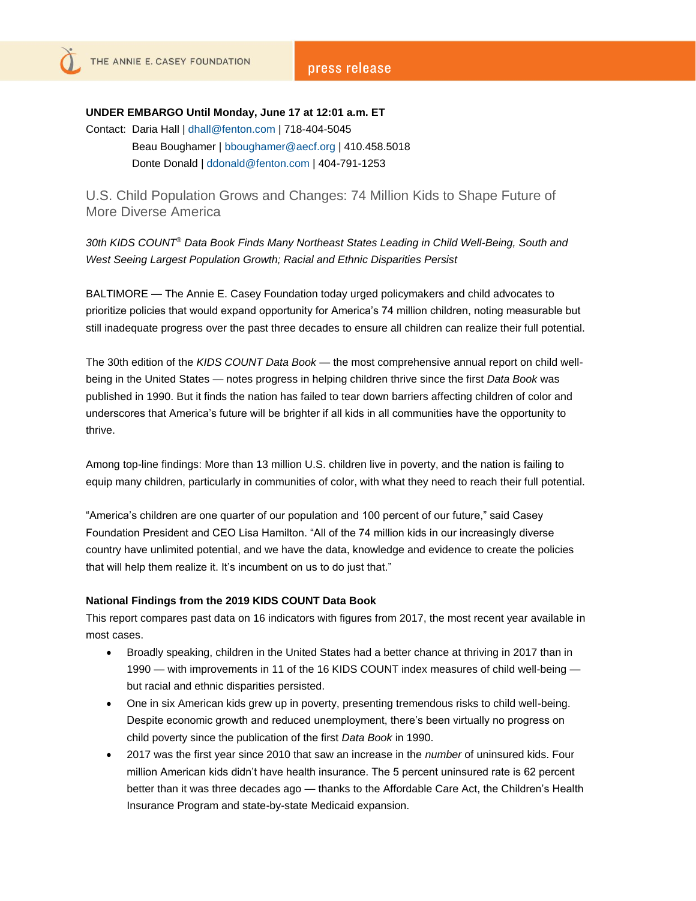THE ANNIE E. CASEY FOUNDATION

press release

**UNDER EMBARGO Until Monday, June 17 at 12:01 a.m. ET**

Contact: Daria Hall | dhall@fenton.com | 718-404-5045
Beau Boughamer | bboughamer@aecf.org | 410.458.5018
Donte Donald | ddonald@fenton.com | 404-791-1253

# U.S. Child Population Grows and Changes: 74 Million Kids to Shape Future of More Diverse America

*30th KIDS COUNT® Data Book Finds Many Northeast States Leading in Child Well-Being, South and West Seeing Largest Population Growth; Racial and Ethnic Disparities Persist*

BALTIMORE — The Annie E. Casey Foundation today urged policymakers and child advocates to prioritize policies that would expand opportunity for America's 74 million children, noting measurable but still inadequate progress over the past three decades to ensure all children can realize their full potential.

The 30th edition of the *KIDS COUNT Data Book* — the most comprehensive annual report on child well-being in the United States — notes progress in helping children thrive since the first *Data Book* was published in 1990. But it finds the nation has failed to tear down barriers affecting children of color and underscores that America's future will be brighter if all kids in all communities have the opportunity to thrive.

Among top-line findings: More than 13 million U.S. children live in poverty, and the nation is failing to equip many children, particularly in communities of color, with what they need to reach their full potential.

"America's children are one quarter of our population and 100 percent of our future," said Casey Foundation President and CEO Lisa Hamilton. "All of the 74 million kids in our increasingly diverse country have unlimited potential, and we have the data, knowledge and evidence to create the policies that will help them realize it. It's incumbent on us to do just that."

**National Findings from the 2019 KIDS COUNT Data Book**

This report compares past data on 16 indicators with figures from 2017, the most recent year available in most cases.

- Broadly speaking, children in the United States had a better chance at thriving in 2017 than in 1990 — with improvements in 11 of the 16 KIDS COUNT index measures of child well-being — but racial and ethnic disparities persisted.
- One in six American kids grew up in poverty, presenting tremendous risks to child well-being. Despite economic growth and reduced unemployment, there's been virtually no progress on child poverty since the publication of the first *Data Book* in 1990.
- 2017 was the first year since 2010 that saw an increase in the *number* of uninsured kids. Four million American kids didn't have health insurance. The 5 percent uninsured rate is 62 percent better than it was three decades ago — thanks to the Affordable Care Act, the Children's Health Insurance Program and state-by-state Medicaid expansion.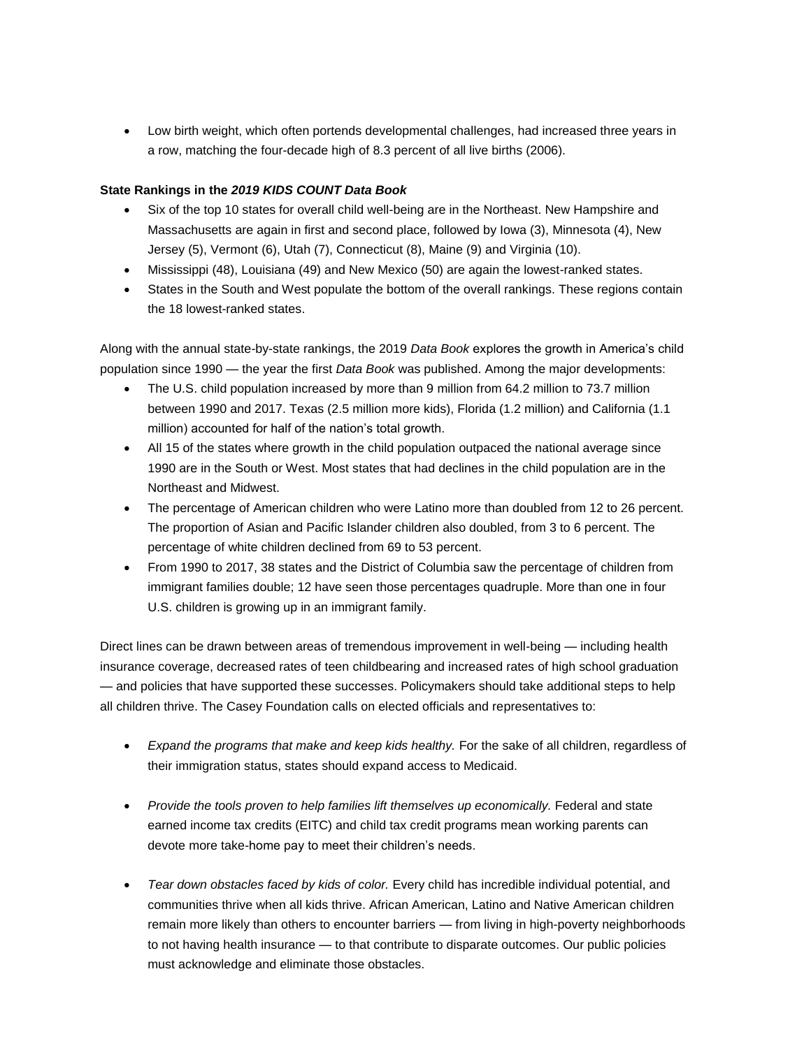- Low birth weight, which often portends developmental challenges, had increased three years in a row, matching the four-decade high of 8.3 percent of all live births (2006).

**State Rankings in the *2019 KIDS COUNT Data Book***

- Six of the top 10 states for overall child well-being are in the Northeast. New Hampshire and Massachusetts are again in first and second place, followed by Iowa (3), Minnesota (4), New Jersey (5), Vermont (6), Utah (7), Connecticut (8), Maine (9) and Virginia (10).
- Mississippi (48), Louisiana (49) and New Mexico (50) are again the lowest-ranked states.
- States in the South and West populate the bottom of the overall rankings. These regions contain the 18 lowest-ranked states.

Along with the annual state-by-state rankings, the 2019 *Data Book* explores the growth in America's child population since 1990 — the year the first *Data Book* was published. Among the major developments:

- The U.S. child population increased by more than 9 million from 64.2 million to 73.7 million between 1990 and 2017. Texas (2.5 million more kids), Florida (1.2 million) and California (1.1 million) accounted for half of the nation's total growth.
- All 15 of the states where growth in the child population outpaced the national average since 1990 are in the South or West. Most states that had declines in the child population are in the Northeast and Midwest.
- The percentage of American children who were Latino more than doubled from 12 to 26 percent. The proportion of Asian and Pacific Islander children also doubled, from 3 to 6 percent. The percentage of white children declined from 69 to 53 percent.
- From 1990 to 2017, 38 states and the District of Columbia saw the percentage of children from immigrant families double; 12 have seen those percentages quadruple. More than one in four U.S. children is growing up in an immigrant family.

Direct lines can be drawn between areas of tremendous improvement in well-being — including health insurance coverage, decreased rates of teen childbearing and increased rates of high school graduation — and policies that have supported these successes. Policymakers should take additional steps to help all children thrive. The Casey Foundation calls on elected officials and representatives to:

- *Expand the programs that make and keep kids healthy.* For the sake of all children, regardless of their immigration status, states should expand access to Medicaid.

- *Provide the tools proven to help families lift themselves up economically.* Federal and state earned income tax credits (EITC) and child tax credit programs mean working parents can devote more take-home pay to meet their children's needs.

- *Tear down obstacles faced by kids of color.* Every child has incredible individual potential, and communities thrive when all kids thrive. African American, Latino and Native American children remain more likely than others to encounter barriers — from living in high-poverty neighborhoods to not having health insurance — to that contribute to disparate outcomes. Our public policies must acknowledge and eliminate those obstacles.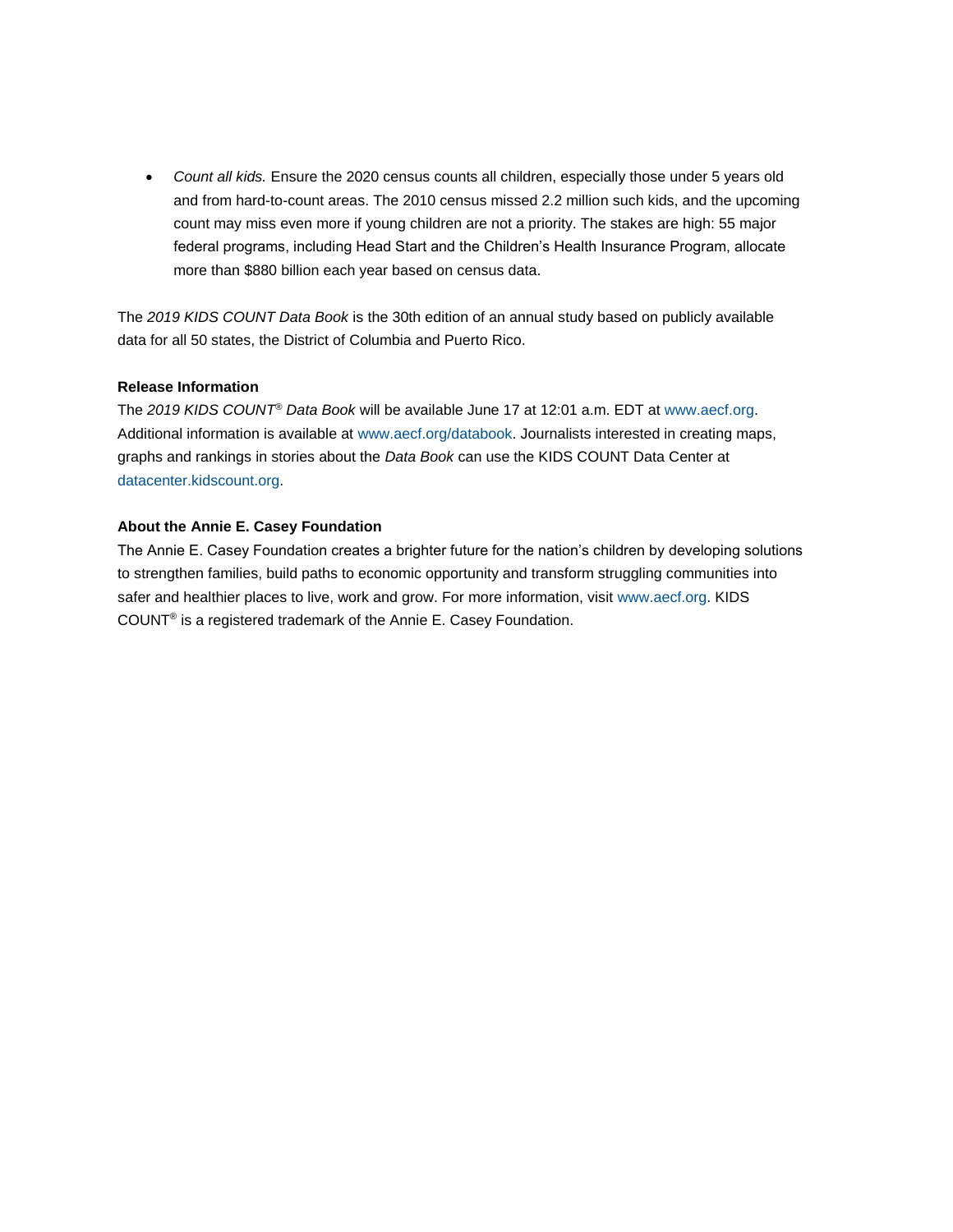- *Count all kids.* Ensure the 2020 census counts all children, especially those under 5 years old and from hard-to-count areas. The 2010 census missed 2.2 million such kids, and the upcoming count may miss even more if young children are not a priority. The stakes are high: 55 major federal programs, including Head Start and the Children's Health Insurance Program, allocate more than $880 billion each year based on census data.

The *2019 KIDS COUNT Data Book* is the 30th edition of an annual study based on publicly available data for all 50 states, the District of Columbia and Puerto Rico.

**Release Information**

The *2019 KIDS COUNT® Data Book* will be available June 17 at 12:01 a.m. EDT at www.aecf.org. Additional information is available at www.aecf.org/databook. Journalists interested in creating maps, graphs and rankings in stories about the *Data Book* can use the KIDS COUNT Data Center at datacenter.kidscount.org.

**About the Annie E. Casey Foundation**

The Annie E. Casey Foundation creates a brighter future for the nation's children by developing solutions to strengthen families, build paths to economic opportunity and transform struggling communities into safer and healthier places to live, work and grow. For more information, visit www.aecf.org. KIDS COUNT® is a registered trademark of the Annie E. Casey Foundation.